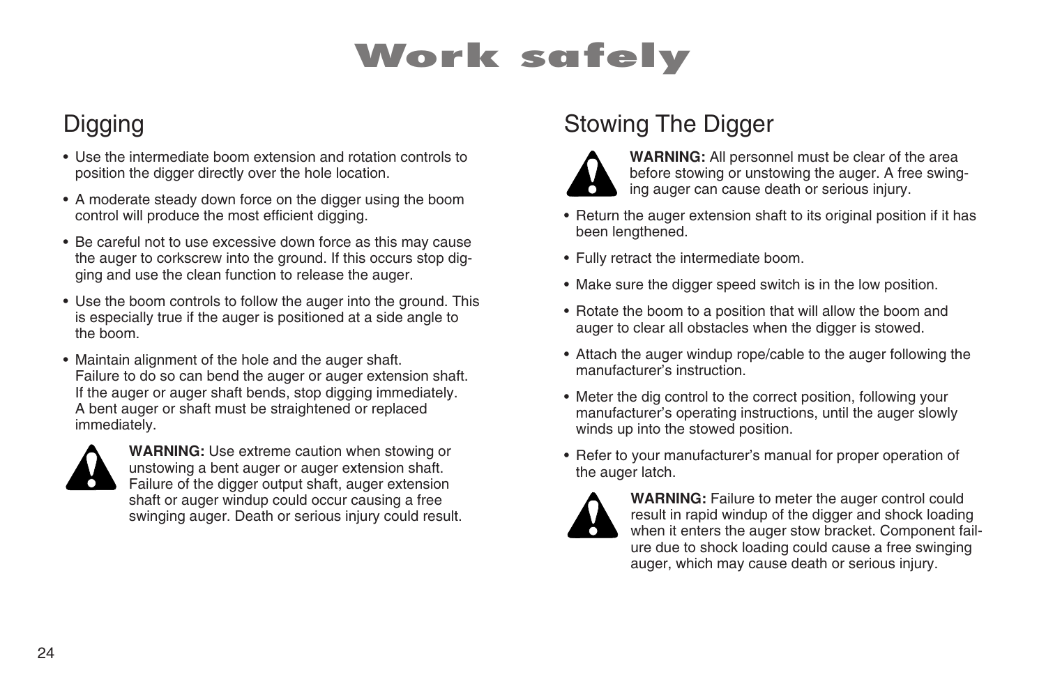# Work safely

## Digging

- Use the intermediate boom extension and rotation controls to position the digger directly over the hole location.
- A moderate steady down force on the digger using the boom control will produce the most efficient digging.
- Be careful not to use excessive down force as this may cause the auger to corkscrew into the ground. If this occurs stop digging and use the clean function to release the auger.
- Use the boom controls to follow the auger into the ground. This is especially true if the auger is positioned at a side angle to the boom.
- Maintain alignment of the hole and the auger shaft. Failure to do so can bend the auger or auger extension shaft. If the auger or auger shaft bends, stop digging immediately. A bent auger or shaft must be straightened or replaced immediately.

**WARNING:** Use extreme caution when stowing or unstowing a bent auger or auger extension shaft. Failure of the digger output shaft, auger extension shaft or auger windup could occur causing a free swinging auger. Death or serious injury could result.

## Stowing The Digger

**WARNING:** All personnel must be clear of the area before stowing or unstowing the auger. A free swinging auger can cause death or serious injury.

- Return the auger extension shaft to its original position if it has been lengthened.
- Fully retract the intermediate boom.
- Make sure the digger speed switch is in the low position.
- Rotate the boom to a position that will allow the boom and auger to clear all obstacles when the digger is stowed.
- Attach the auger windup rope/cable to the auger following the manufacturer's instruction.
- Meter the dig control to the correct position, following your manufacturer's operating instructions, until the auger slowly winds up into the stowed position.
- Refer to your manufacturer's manual for proper operation of the auger latch.

**WARNING:** Failure to meter the auger control could result in rapid windup of the digger and shock loading when it enters the auger stow bracket. Component failure due to shock loading could cause a free swinging auger, which may cause death or serious injury.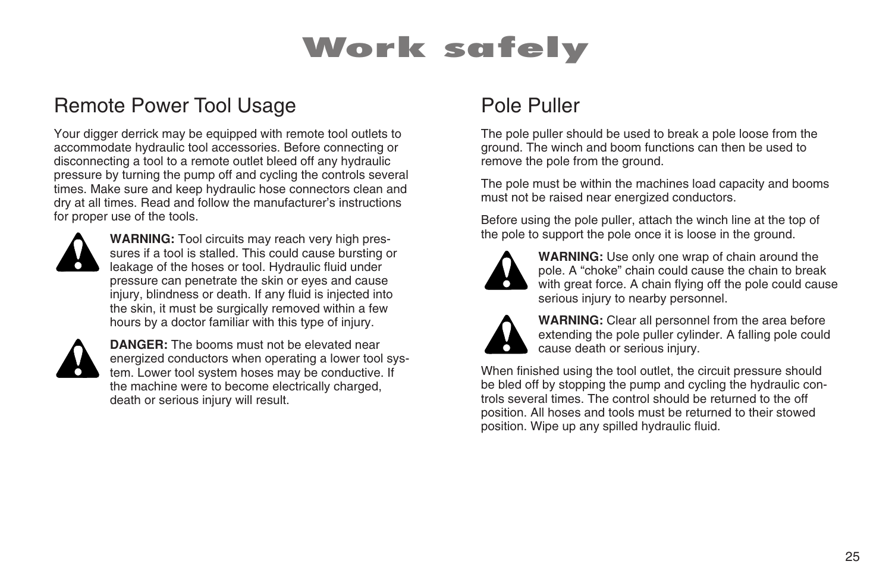# Work safely

## Remote Power Tool Usage

Your digger derrick may be equipped with remote tool outlets to accommodate hydraulic tool accessories. Before connecting or disconnecting a tool to a remote outlet bleed off any hydraulic pressure by turning the pump off and cycling the controls several times. Make sure and keep hydraulic hose connectors clean and dry at all times. Read and follow the manufacturer's instructions for proper use of the tools.

**WARNING:** Tool circuits may reach very high pressures if a tool is stalled. This could cause bursting or leakage of the hoses or tool. Hydraulic fluid under pressure can penetrate the skin or eyes and cause injury, blindness or death. If any fluid is injected into the skin, it must be surgically removed within a few hours by a doctor familiar with this type of injury.

**DANGER:** The booms must not be elevated near energized conductors when operating a lower tool system. Lower tool system hoses may be conductive. If the machine were to become electrically charged, death or serious injury will result.

## Pole Puller

The pole puller should be used to break a pole loose from the ground. The winch and boom functions can then be used to remove the pole from the ground.

The pole must be within the machines load capacity and booms must not be raised near energized conductors.

Before using the pole puller, attach the winch line at the top of the pole to support the pole once it is loose in the ground.

**WARNING:** Use only one wrap of chain around the pole. A "choke" chain could cause the chain to break with great force. A chain flying off the pole could cause serious injury to nearby personnel.

**WARNING:** Clear all personnel from the area before extending the pole puller cylinder. A falling pole could cause death or serious injury.

When finished using the tool outlet, the circuit pressure should be bled off by stopping the pump and cycling the hydraulic controls several times. The control should be returned to the off position. All hoses and tools must be returned to their stowed position. Wipe up any spilled hydraulic fluid.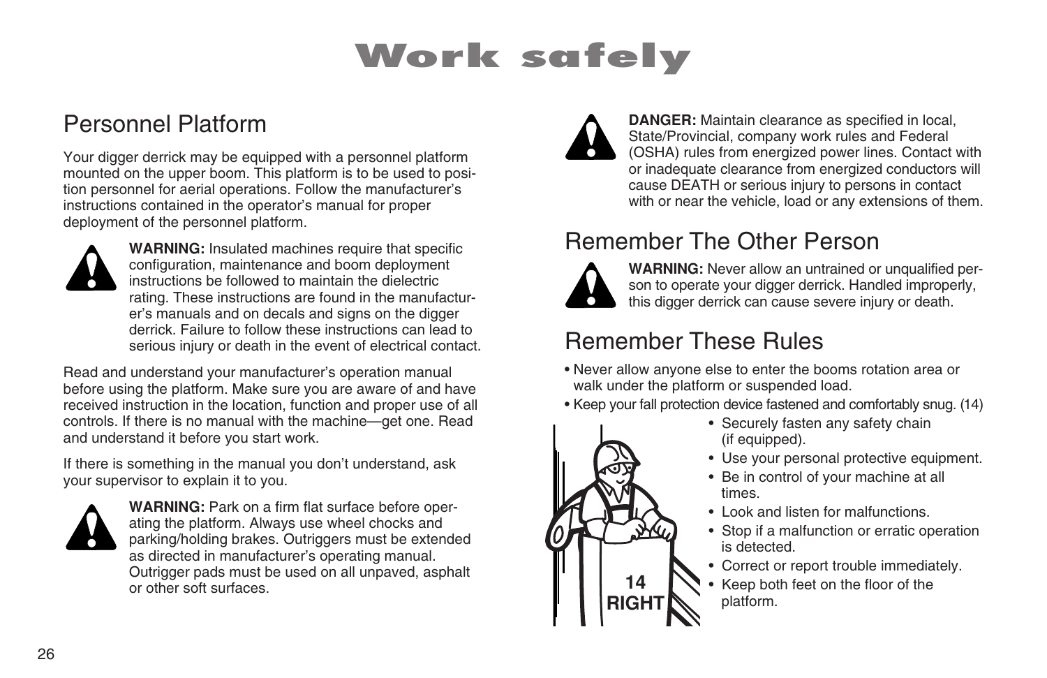# Work safely

## Personnel Platform

Your digger derrick may be equipped with a personnel platform mounted on the upper boom. This platform is to be used to position personnel for aerial operations. Follow the manufacturer's instructions contained in the operator's manual for proper deployment of the personnel platform.

**WARNING:** Insulated machines require that specific configuration, maintenance and boom deployment instructions be followed to maintain the dielectric rating. These instructions are found in the manufacturer's manuals and on decals and signs on the digger derrick. Failure to follow these instructions can lead to serious injury or death in the event of electrical contact.

Read and understand your manufacturer's operation manual before using the platform. Make sure you are aware of and have received instruction in the location, function and proper use of all controls. If there is no manual with the machine—get one. Read and understand it before you start work.

If there is something in the manual you don't understand, ask your supervisor to explain it to you.

**WARNING:** Park on a firm flat surface before operating the platform. Always use wheel chocks and parking/holding brakes. Outriggers must be extended as directed in manufacturer's operating manual. Outrigger pads must be used on all unpaved, asphalt or other soft surfaces.

**DANGER:** Maintain clearance as specified in local, State/Provincial, company work rules and Federal (OSHA) rules from energized power lines. Contact with or inadequate clearance from energized conductors will cause DEATH or serious injury to persons in contact with or near the vehicle, load or any extensions of them.

## Remember The Other Person

**WARNING:** Never allow an untrained or unqualified person to operate your digger derrick. Handled improperly, this digger derrick can cause severe injury or death.

## Remember These Rules

- Never allow anyone else to enter the booms rotation area or walk under the platform or suspended load.
- Keep your fall protection device fastened and comfortably snug. (14)
- Securely fasten any safety chain (if equipped).
- Use your personal protective equipment.
- Be in control of your machine at all times.
- Look and listen for malfunctions.
- Stop if a malfunction or erratic operation is detected.
- Correct or report trouble immediately.
- Keep both feet on the floor of the platform.

14 RIGHT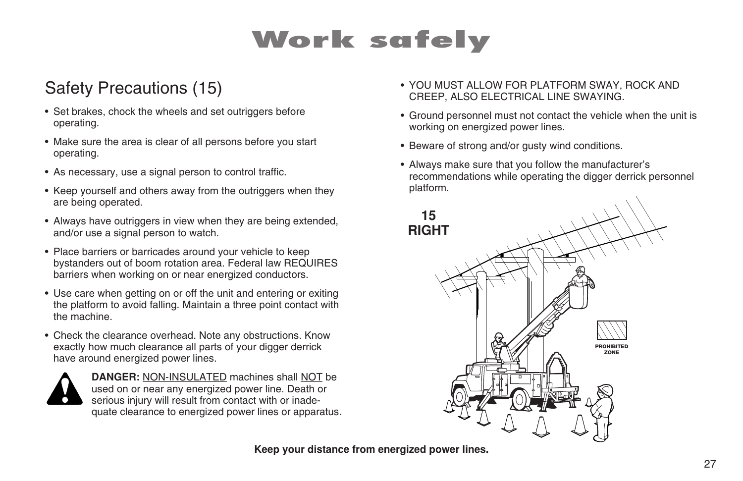# Work safely

## Safety Precautions (15)

- Set brakes, chock the wheels and set outriggers before operating.
- Make sure the area is clear of all persons before you start operating.
- As necessary, use a signal person to control traffic.
- Keep yourself and others away from the outriggers when they are being operated.
- Always have outriggers in view when they are being extended, and/or use a signal person to watch.
- Place barriers or barricades around your vehicle to keep bystanders out of boom rotation area. Federal law REQUIRES barriers when working on or near energized conductors.
- Use care when getting on or off the unit and entering or exiting the platform to avoid falling. Maintain a three point contact with the machine.
- Check the clearance overhead. Note any obstructions. Know exactly how much clearance all parts of your digger derrick have around energized power lines.

**DANGER:** NON-INSULATED machines shall NOT be used on or near any energized power line. Death or serious injury will result from contact with or inadequate clearance to energized power lines or apparatus.

- YOU MUST ALLOW FOR PLATFORM SWAY, ROCK AND CREEP, ALSO ELECTRICAL LINE SWAYING.
- Ground personnel must not contact the vehicle when the unit is working on energized power lines.
- Beware of strong and/or gusty wind conditions.
- Always make sure that you follow the manufacturer's recommendations while operating the digger derrick personnel platform.

15 RIGHT

PROHIBITED ZONE

**Keep your distance from energized power lines.**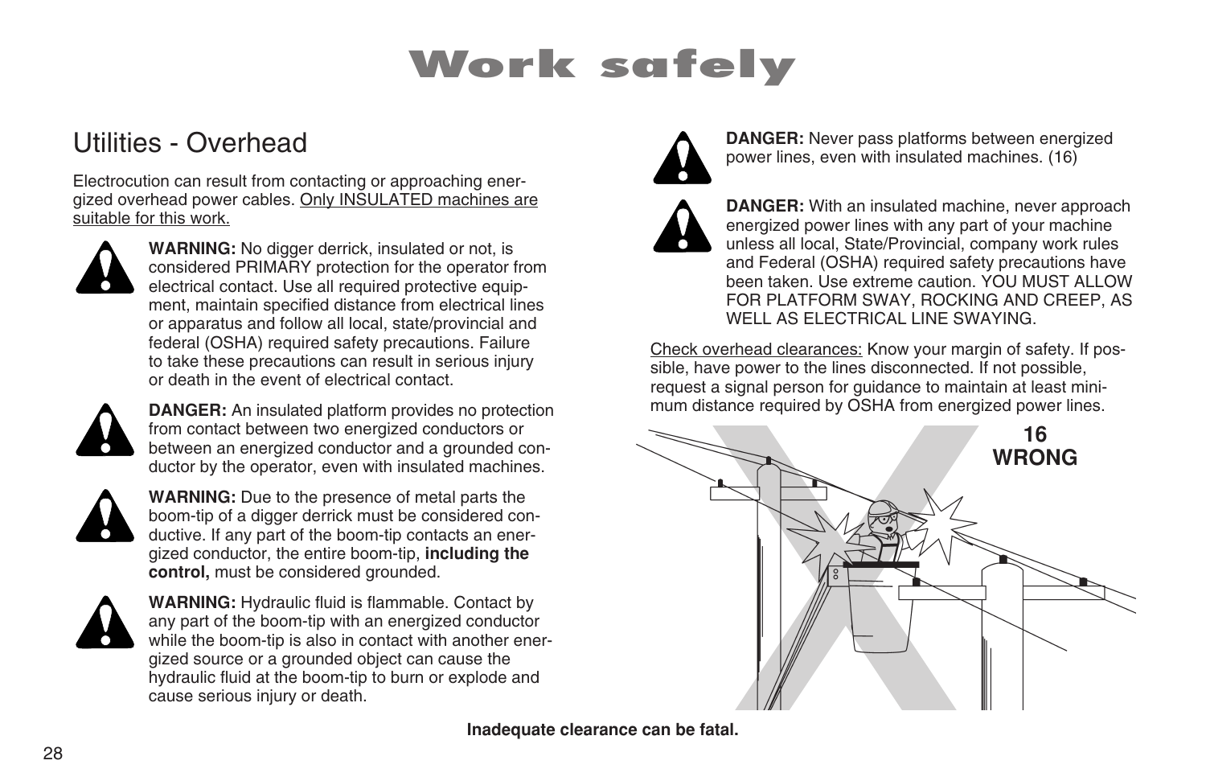# Work safely

## Utilities - Overhead

Electrocution can result from contacting or approaching energized overhead power cables. Only INSULATED machines are suitable for this work.

**WARNING:** No digger derrick, insulated or not, is considered PRIMARY protection for the operator from electrical contact. Use all required protective equipment, maintain specified distance from electrical lines or apparatus and follow all local, state/provincial and federal (OSHA) required safety precautions. Failure to take these precautions can result in serious injury or death in the event of electrical contact.

**DANGER:** An insulated platform provides no protection from contact between two energized conductors or between an energized conductor and a grounded conductor by the operator, even with insulated machines.

**WARNING:** Due to the presence of metal parts the boom-tip of a digger derrick must be considered conductive. If any part of the boom-tip contacts an energized conductor, the entire boom-tip, **including the control,** must be considered grounded.

**WARNING:** Hydraulic fluid is flammable. Contact by any part of the boom-tip with an energized conductor while the boom-tip is also in contact with another energized source or a grounded object can cause the hydraulic fluid at the boom-tip to burn or explode and cause serious injury or death.

**DANGER:** Never pass platforms between energized power lines, even with insulated machines. (16)

**DANGER:** With an insulated machine, never approach energized power lines with any part of your machine unless all local, State/Provincial, company work rules and Federal (OSHA) required safety precautions have been taken. Use extreme caution. YOU MUST ALLOW FOR PLATFORM SWAY, ROCKING AND CREEP, AS WELL AS ELECTRICAL LINE SWAYING.

Check overhead clearances: Know your margin of safety. If possible, have power to the lines disconnected. If not possible, request a signal person for guidance to maintain at least minimum distance required by OSHA from energized power lines.

16
WRONG

**Inadequate clearance can be fatal.**